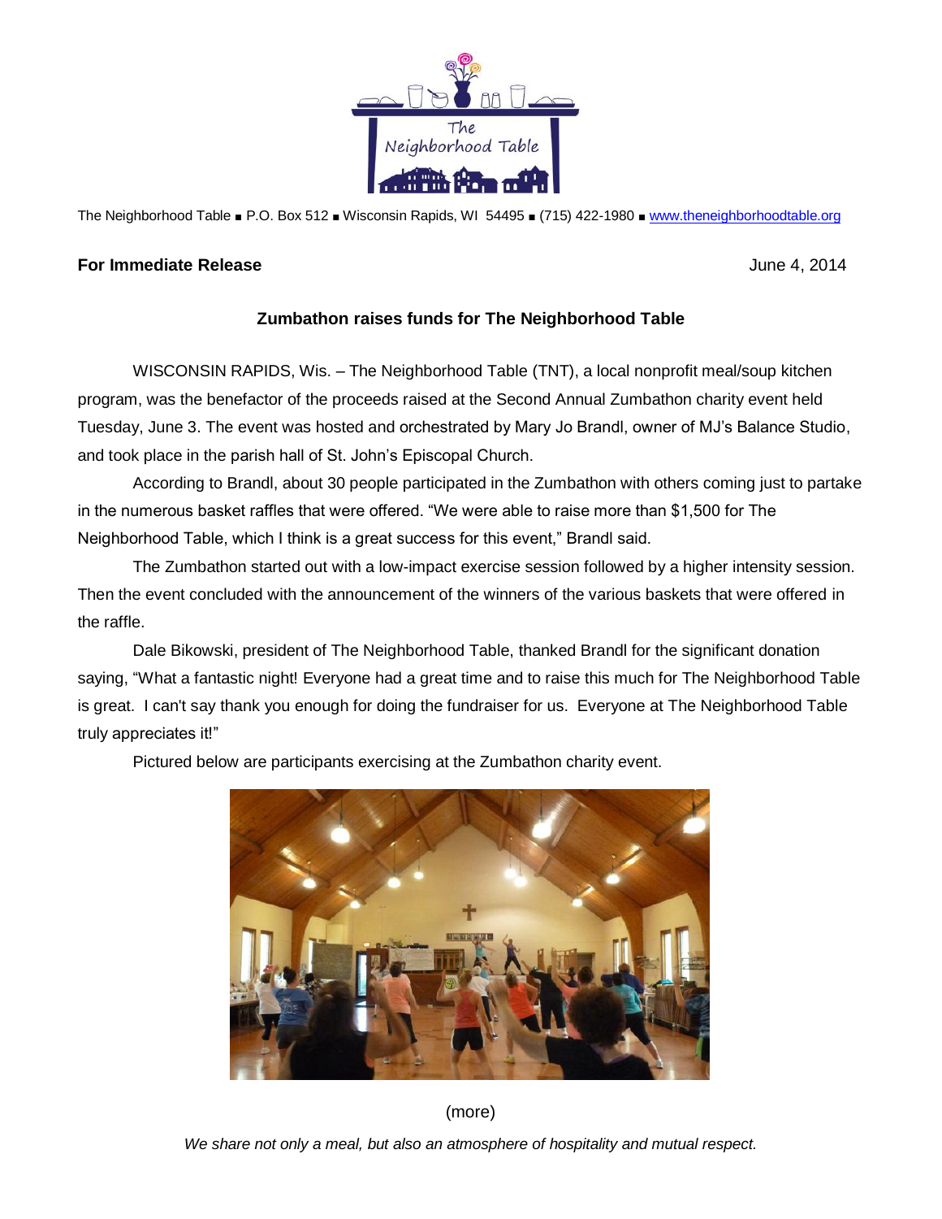The Neighborhood Table ■ P.O. Box 512 ■ Wisconsin Rapids, WI 54495 ■ (715) 422-1980 ■ www.theneighborhoodtable.org

**For Immediate Release** June 4, 2014

**Zumbathon raises funds for The Neighborhood Table**

WISCONSIN RAPIDS, Wis. – The Neighborhood Table (TNT), a local nonprofit meal/soup kitchen program, was the benefactor of the proceeds raised at the Second Annual Zumbathon charity event held Tuesday, June 3. The event was hosted and orchestrated by Mary Jo Brandl, owner of MJ's Balance Studio, and took place in the parish hall of St. John's Episcopal Church.

According to Brandl, about 30 people participated in the Zumbathon with others coming just to partake in the numerous basket raffles that were offered. "We were able to raise more than $1,500 for The Neighborhood Table, which I think is a great success for this event," Brandl said.

The Zumbathon started out with a low-impact exercise session followed by a higher intensity session. Then the event concluded with the announcement of the winners of the various baskets that were offered in the raffle.

Dale Bikowski, president of The Neighborhood Table, thanked Brandl for the significant donation saying, "What a fantastic night! Everyone had a great time and to raise this much for The Neighborhood Table is great. I can't say thank you enough for doing the fundraiser for us. Everyone at The Neighborhood Table truly appreciates it!"

Pictured below are participants exercising at the Zumbathon charity event.

(more)

*We share not only a meal, but also an atmosphere of hospitality and mutual respect.*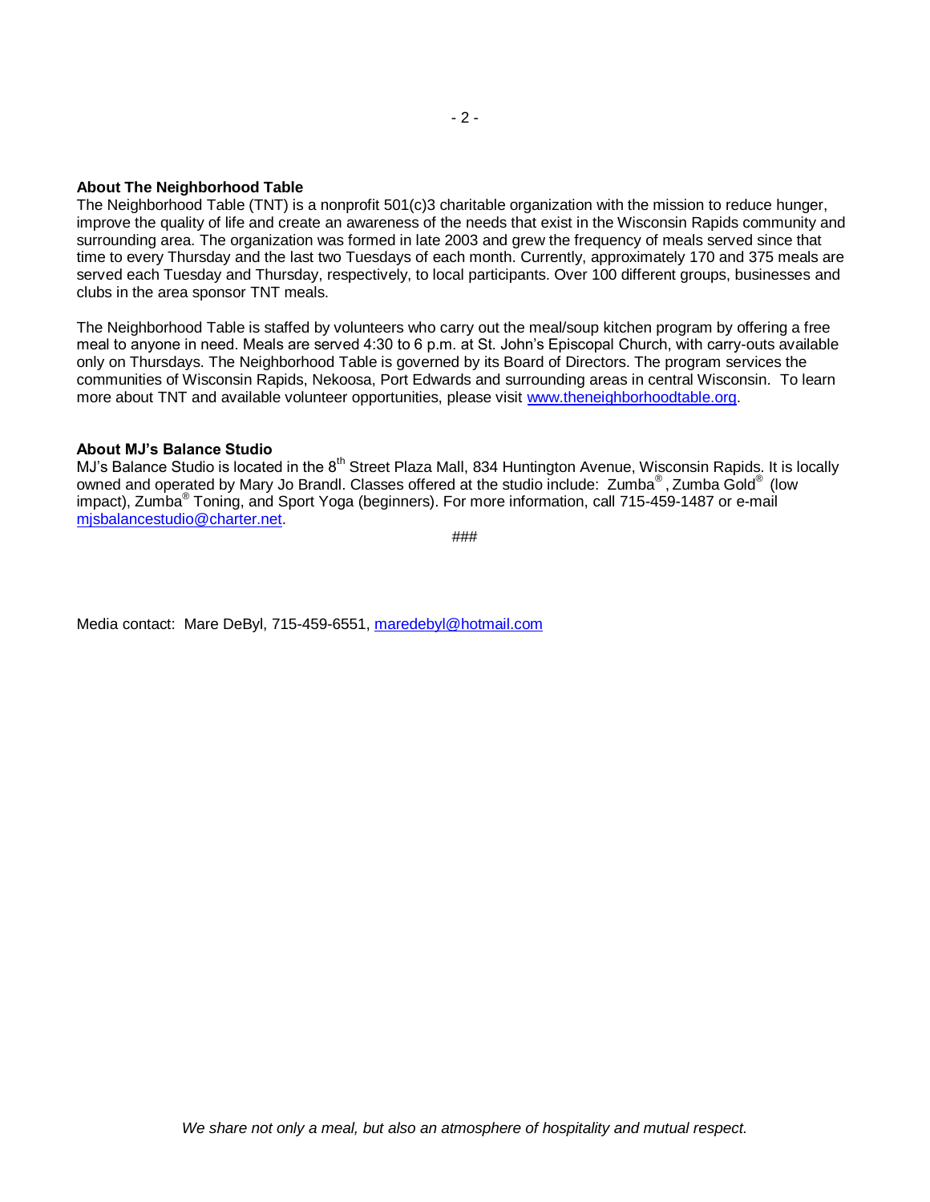**About The Neighborhood Table**

The Neighborhood Table (TNT) is a nonprofit 501(c)3 charitable organization with the mission to reduce hunger, improve the quality of life and create an awareness of the needs that exist in the Wisconsin Rapids community and surrounding area. The organization was formed in late 2003 and grew the frequency of meals served since that time to every Thursday and the last two Tuesdays of each month. Currently, approximately 170 and 375 meals are served each Tuesday and Thursday, respectively, to local participants. Over 100 different groups, businesses and clubs in the area sponsor TNT meals.

The Neighborhood Table is staffed by volunteers who carry out the meal/soup kitchen program by offering a free meal to anyone in need. Meals are served 4:30 to 6 p.m. at St. John's Episcopal Church, with carry-outs available only on Thursdays. The Neighborhood Table is governed by its Board of Directors. The program services the communities of Wisconsin Rapids, Nekoosa, Port Edwards and surrounding areas in central Wisconsin. To learn more about TNT and available volunteer opportunities, please visit www.theneighborhoodtable.org.

**About MJ's Balance Studio**

MJ's Balance Studio is located in the 8th Street Plaza Mall, 834 Huntington Avenue, Wisconsin Rapids. It is locally owned and operated by Mary Jo Brandl. Classes offered at the studio include: Zumba®, Zumba Gold® (low impact), Zumba® Toning, and Sport Yoga (beginners). For more information, call 715-459-1487 or e-mail mjsbalancestudio@charter.net.

###

Media contact: Mare DeByl, 715-459-6551, maredebyl@hotmail.com

*We share not only a meal, but also an atmosphere of hospitality and mutual respect.*